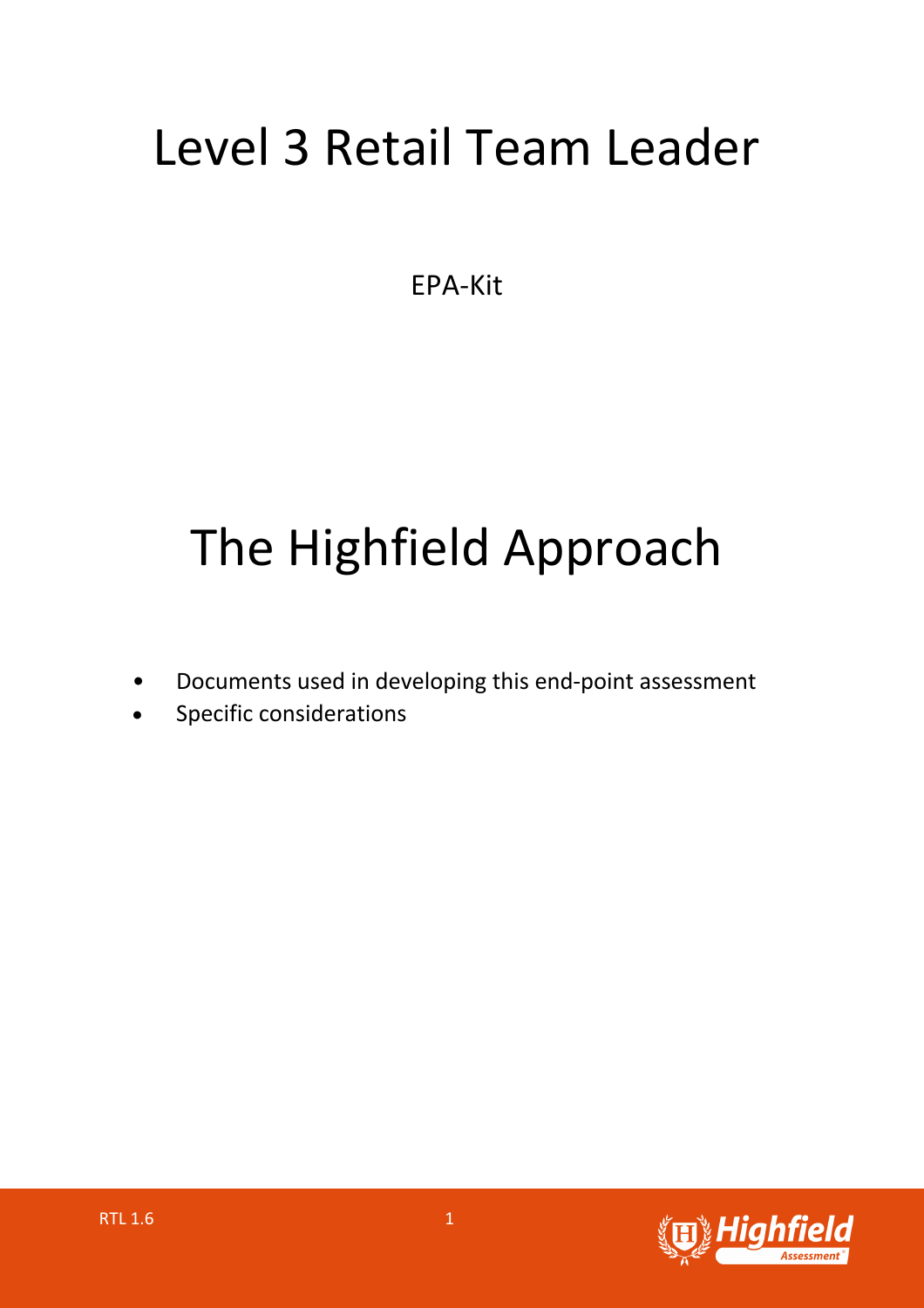# Level 3 Retail Team Leader

EPA-Kit

# The Highfield Approach

- Documents used in developing this end-point assessment
- Specific considerations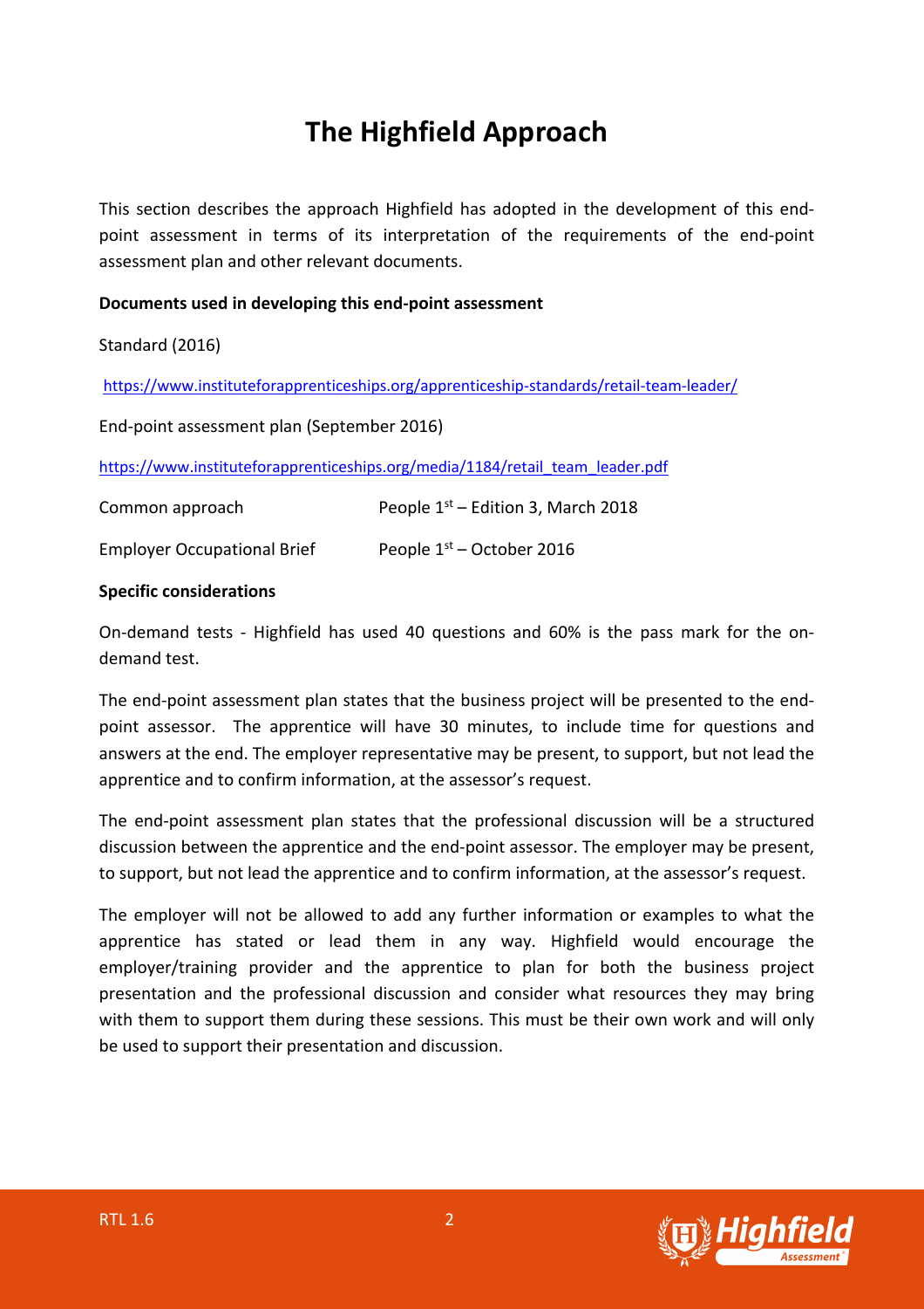# The Highfield Approach

This section describes the approach Highfield has adopted in the development of this end-point assessment in terms of its interpretation of the requirements of the end-point assessment plan and other relevant documents.

**Documents used in developing this end-point assessment**

Standard (2016)

https://www.instituteforapprenticeships.org/apprenticeship-standards/retail-team-leader/

End-point assessment plan (September 2016)

https://www.instituteforapprenticeships.org/media/1184/retail_team_leader.pdf

| | |
|---|---|
| Common approach | People 1st – Edition 3, March 2018 |
| Employer Occupational Brief | People 1st – October 2016 |

**Specific considerations**

On-demand tests - Highfield has used 40 questions and 60% is the pass mark for the on-demand test.

The end-point assessment plan states that the business project will be presented to the end-point assessor. The apprentice will have 30 minutes, to include time for questions and answers at the end. The employer representative may be present, to support, but not lead the apprentice and to confirm information, at the assessor's request.

The end-point assessment plan states that the professional discussion will be a structured discussion between the apprentice and the end-point assessor. The employer may be present, to support, but not lead the apprentice and to confirm information, at the assessor's request.

The employer will not be allowed to add any further information or examples to what the apprentice has stated or lead them in any way. Highfield would encourage the employer/training provider and the apprentice to plan for both the business project presentation and the professional discussion and consider what resources they may bring with them to support them during these sessions. This must be their own work and will only be used to support their presentation and discussion.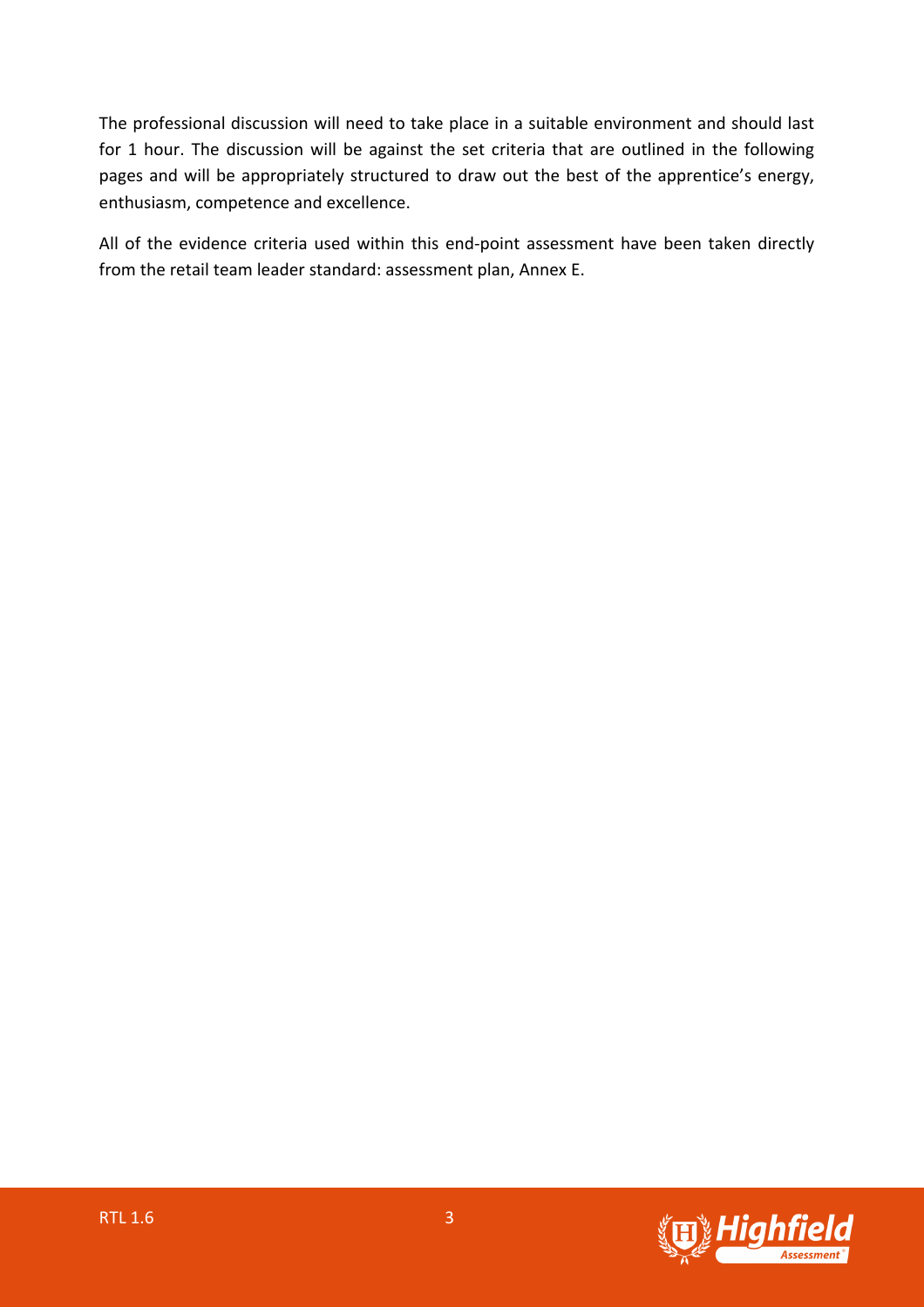The professional discussion will need to take place in a suitable environment and should last for 1 hour. The discussion will be against the set criteria that are outlined in the following pages and will be appropriately structured to draw out the best of the apprentice's energy, enthusiasm, competence and excellence.

All of the evidence criteria used within this end-point assessment have been taken directly from the retail team leader standard: assessment plan, Annex E.